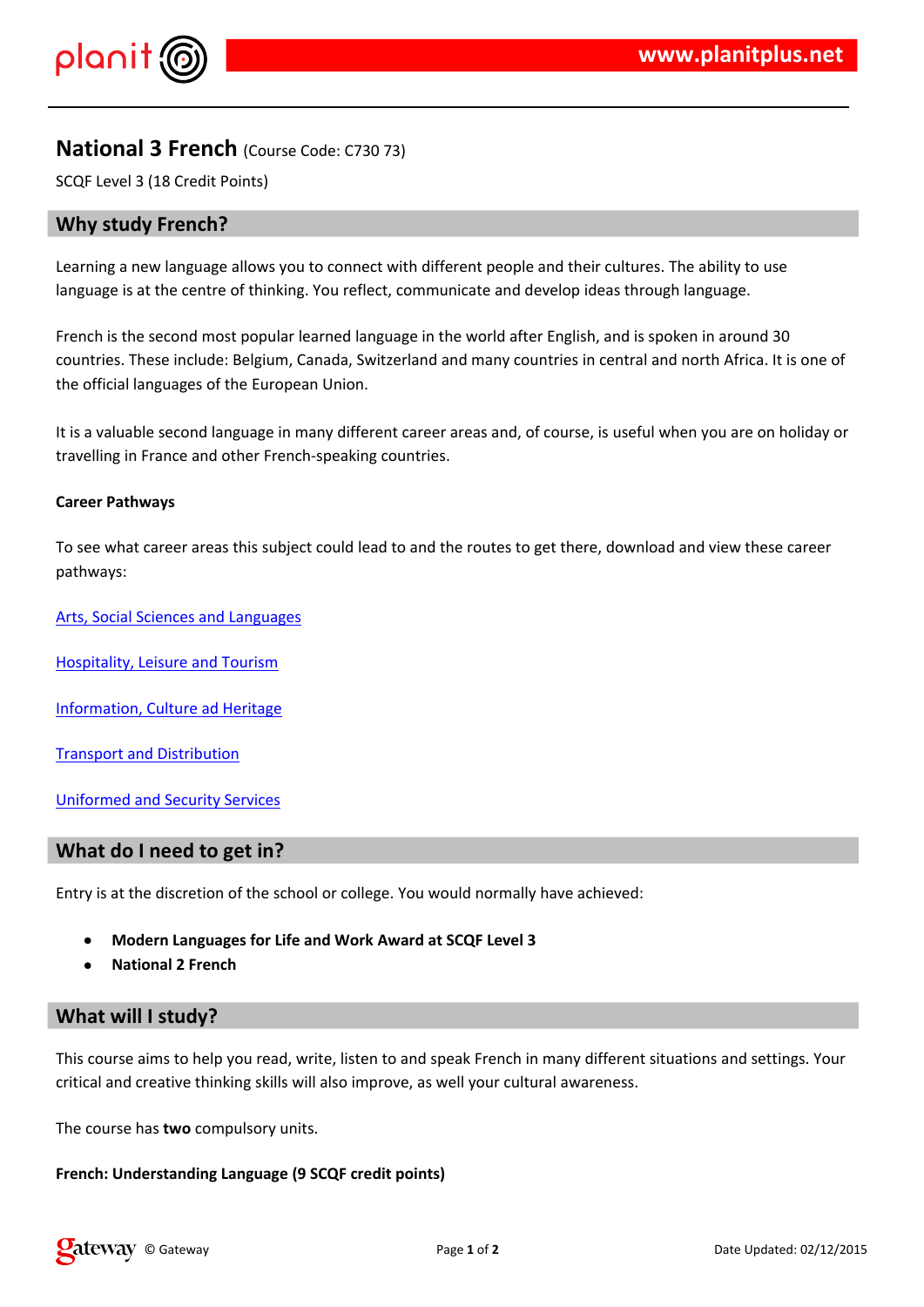# National 3 French (Course Code: C730 73)

SCQF Level 3 (18 Credit Points)

## Why study French?

Learning a new language allows you to connect with different people and their cultures. The ability to use language is at the centre of thinking. You reflect, communicate and develop ideas through language.

French is the second most popular learned language in the world after English, and is spoken in around 30 countries. These include: Belgium, Canada, Switzerland and many countries in central and north Africa. It is one of the official languages of the European Union.

It is a valuable second language in many different career areas and, of course, is useful when you are on holiday or travelling in France and other French-speaking countries.

**Career Pathways**

To see what career areas this subject could lead to and the routes to get there, download and view these career pathways:

Arts, Social Sciences and Languages

Hospitality, Leisure and Tourism

Information, Culture ad Heritage

Transport and Distribution

Uniformed and Security Services

## What do I need to get in?

Entry is at the discretion of the school or college. You would normally have achieved:

- **Modern Languages for Life and Work Award at SCQF Level 3**
- **National 2 French**

## What will I study?

This course aims to help you read, write, listen to and speak French in many different situations and settings. Your critical and creative thinking skills will also improve, as well your cultural awareness.

The course has **two** compulsory units.

**French: Understanding Language (9 SCQF credit points)**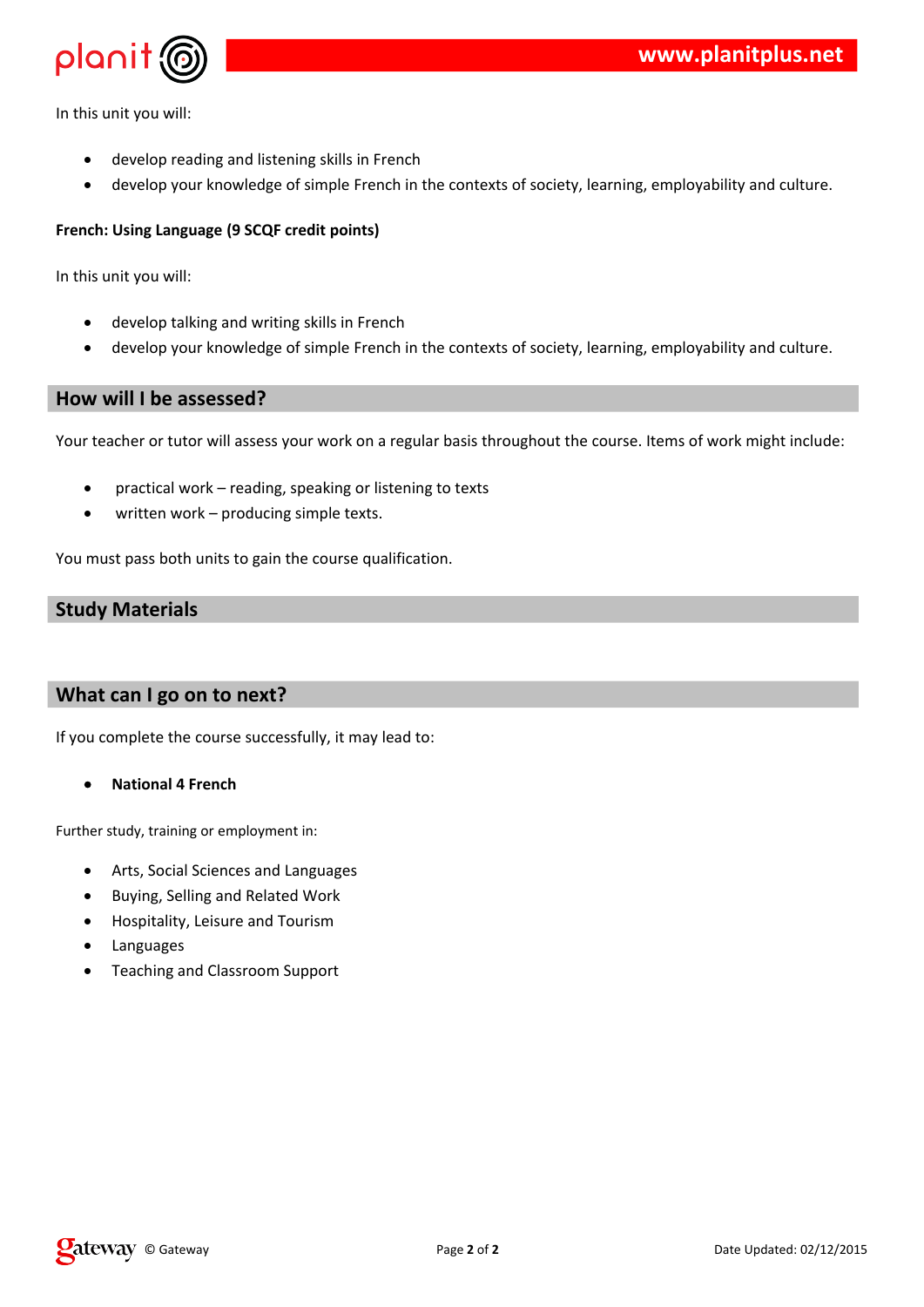In this unit you will:

- develop reading and listening skills in French
- develop your knowledge of simple French in the contexts of society, learning, employability and culture.

**French: Using Language (9 SCQF credit points)**

In this unit you will:

- develop talking and writing skills in French
- develop your knowledge of simple French in the contexts of society, learning, employability and culture.

## How will I be assessed?

Your teacher or tutor will assess your work on a regular basis throughout the course. Items of work might include:

- practical work – reading, speaking or listening to texts
- written work – producing simple texts.

You must pass both units to gain the course qualification.

## Study Materials

## What can I go on to next?

If you complete the course successfully, it may lead to:

- **National 4 French**

Further study, training or employment in:

- Arts, Social Sciences and Languages
- Buying, Selling and Related Work
- Hospitality, Leisure and Tourism
- Languages
- Teaching and Classroom Support